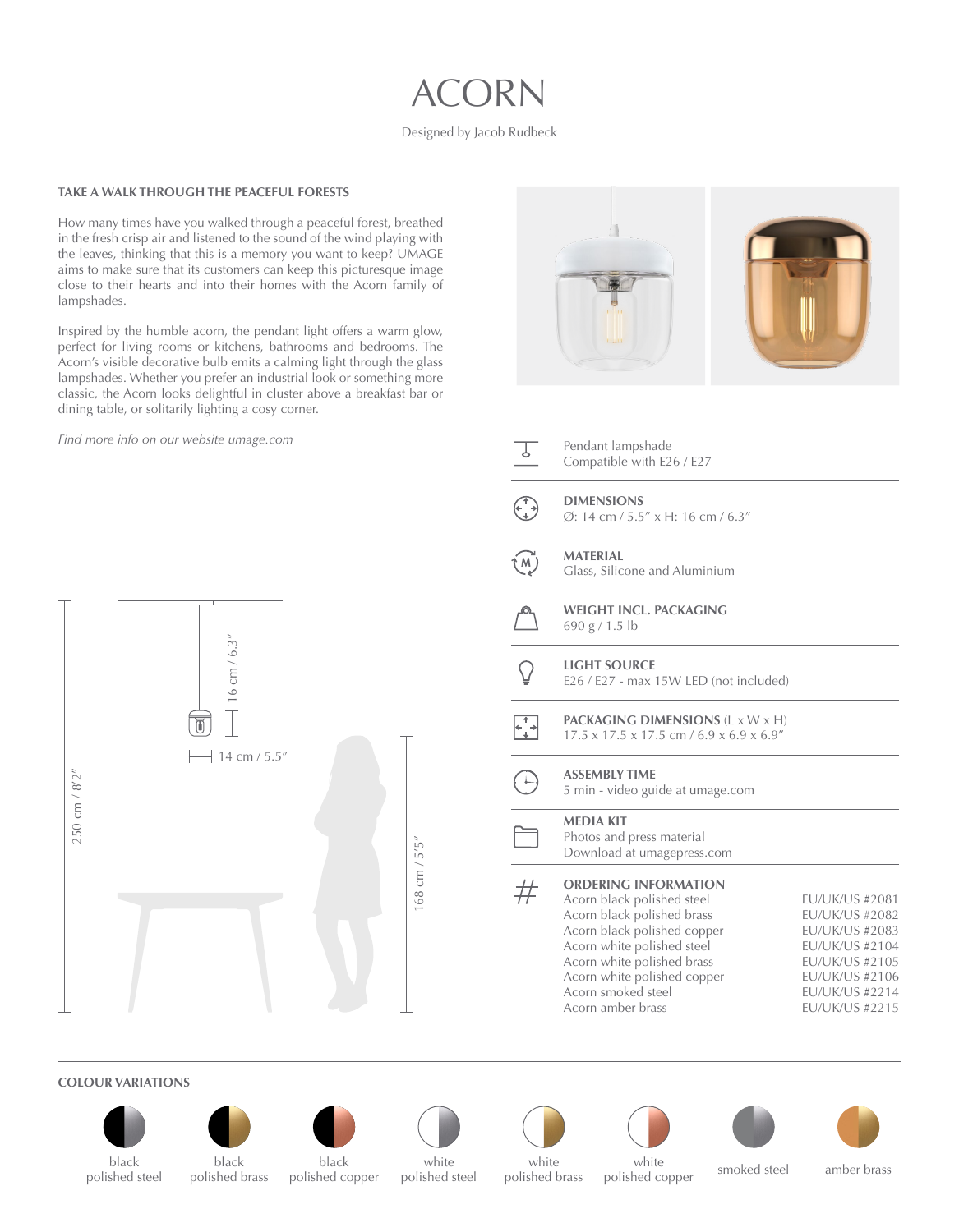# ACORN

Designed by Jacob Rudbeck

### TAKE A WALK THROUGH THE PEACEFUL FORESTS

How many times have you walked through a peaceful forest, breathed in the fresh crisp air and listened to the sound of the wind playing with the leaves, thinking that this is a memory you want to keep? UMAGE aims to make sure that its customers can keep this picturesque image close to their hearts and into their homes with the Acorn family of lampshades.

Inspired by the humble acorn, the pendant light offers a warm glow, perfect for living rooms or kitchens, bathrooms and bedrooms. The Acorn's visible decorative bulb emits a calming light through the glass lampshades. Whether you prefer an industrial look or something more classic, the Acorn looks delightful in cluster above a breakfast bar or dining table, or solitarily lighting a cosy corner.

*Find more info on our website umage.com*

16 cm / 6.3″

14 cm / 5.5″

250 cm / 8′2″

168 cm / 5′5″

Pendant lampshade
Compatible with E26 / E27

**DIMENSIONS**
Ø: 14 cm / 5.5″ x H: 16 cm / 6.3″

**MATERIAL**
Glass, Silicone and Aluminium

**WEIGHT INCL. PACKAGING**
690 g / 1.5 lb

**LIGHT SOURCE**
E26 / E27 - max 15W LED (not included)

**PACKAGING DIMENSIONS** (L x W x H)
17.5 x 17.5 x 17.5 cm / 6.9 x 6.9 x 6.9″

**ASSEMBLY TIME**
5 min - video guide at umage.com

**MEDIA KIT**
Photos and press material
Download at umagepress.com

**ORDERING INFORMATION**

| Product | Number |
|---|---|
| Acorn black polished steel | EU/UK/US #2081 |
| Acorn black polished brass | EU/UK/US #2082 |
| Acorn black polished copper | EU/UK/US #2083 |
| Acorn white polished steel | EU/UK/US #2104 |
| Acorn white polished brass | EU/UK/US #2105 |
| Acorn white polished copper | EU/UK/US #2106 |
| Acorn smoked steel | EU/UK/US #2214 |
| Acorn amber brass | EU/UK/US #2215 |

### COLOUR VARIATIONS

black polished steel · black polished brass · black polished copper · white polished steel · white polished brass · white polished copper · smoked steel · amber brass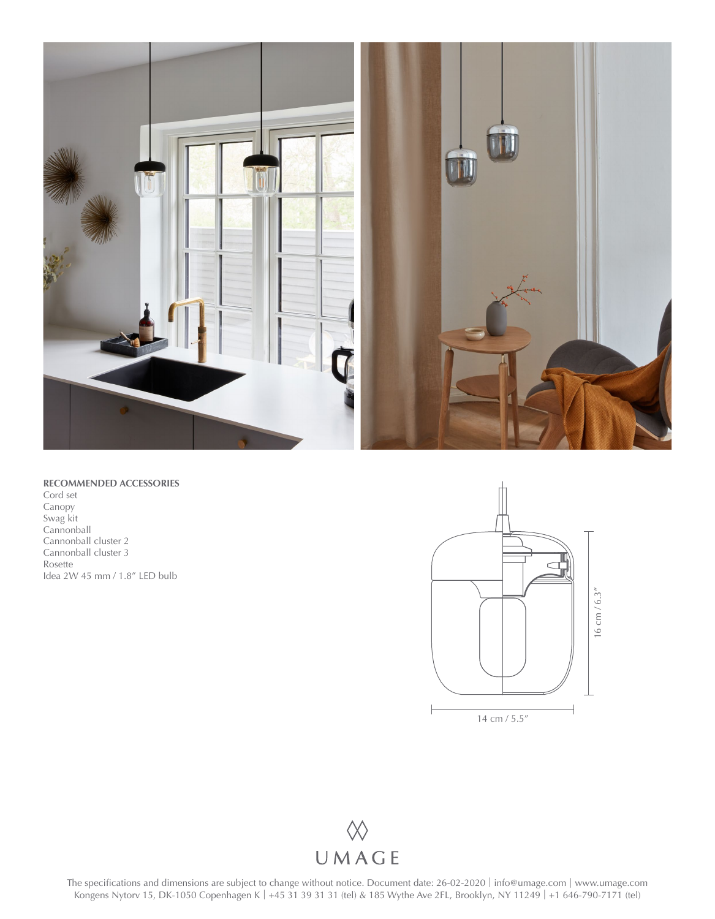**RECOMMENDED ACCESSORIES**

Cord set
Canopy
Swag kit
Cannonball
Cannonball cluster 2
Cannonball cluster 3
Rosette
Idea 2W 45 mm / 1.8″ LED bulb

16 cm / 6.3″

14 cm / 5.5″

UMAGE

The specifications and dimensions are subject to change without notice. Document date: 26-02-2020 | info@umage.com | www.umage.com
Kongens Nytorv 15, DK-1050 Copenhagen K | +45 31 39 31 31 (tel) & 185 Wythe Ave 2FL, Brooklyn, NY 11249 | +1 646-790-7171 (tel)